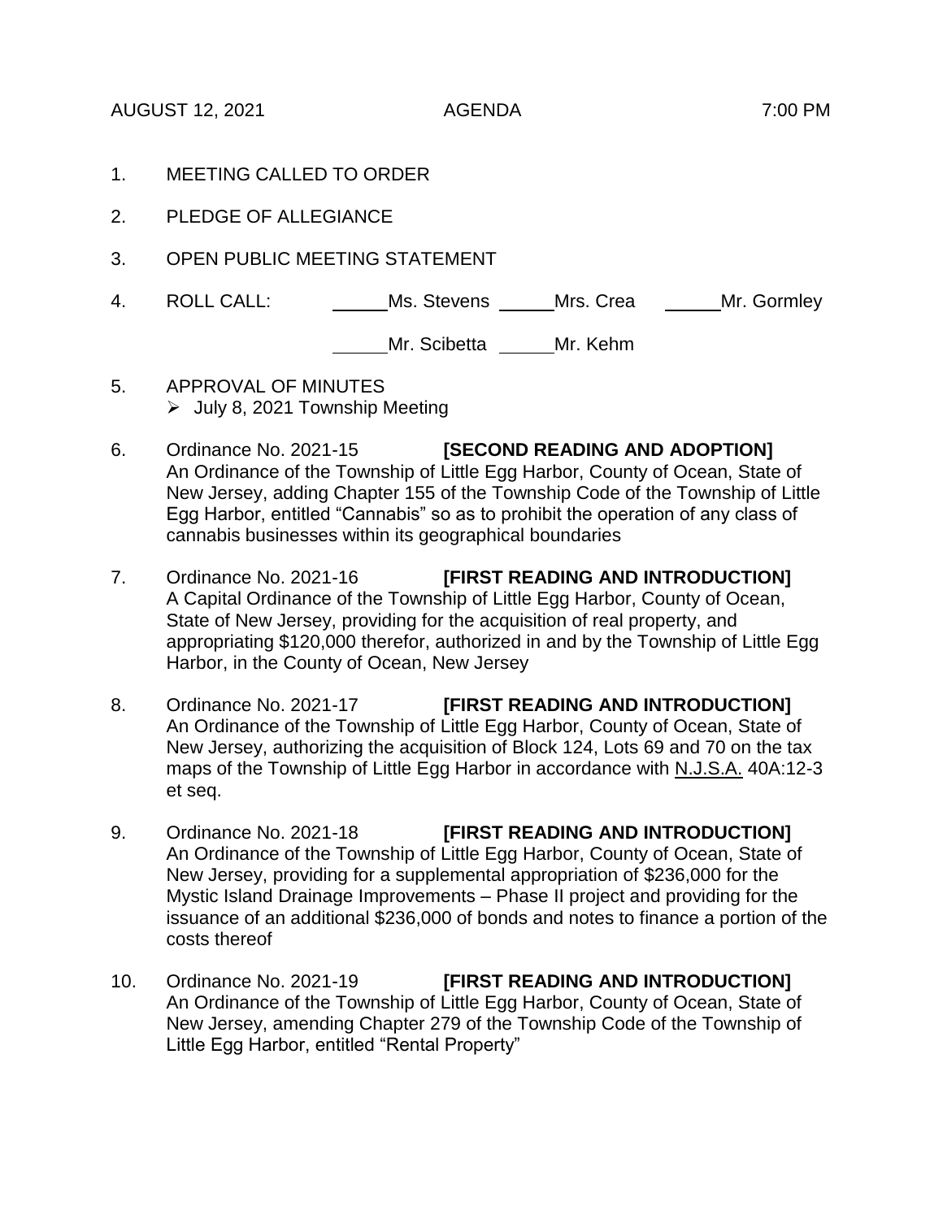AUGUST 12, 2021 AGENDA 7:00 PM

1. MEETING CALLED TO ORDER

2. PLEDGE OF ALLEGIANCE

3. OPEN PUBLIC MEETING STATEMENT

4. ROLL CALL: \_\_\_\_\_Ms. Stevens \_\_\_\_\_Mrs. Crea \_\_\_\_\_Mr. Gormley

   \_\_\_\_\_Mr. Scibetta \_\_\_\_\_Mr. Kehm

5. APPROVAL OF MINUTES
   - July 8, 2021 Township Meeting

6. Ordinance No. 2021-15 **[SECOND READING AND ADOPTION]**
   An Ordinance of the Township of Little Egg Harbor, County of Ocean, State of New Jersey, adding Chapter 155 of the Township Code of the Township of Little Egg Harbor, entitled "Cannabis" so as to prohibit the operation of any class of cannabis businesses within its geographical boundaries

7. Ordinance No. 2021-16 **[FIRST READING AND INTRODUCTION]**
   A Capital Ordinance of the Township of Little Egg Harbor, County of Ocean, State of New Jersey, providing for the acquisition of real property, and appropriating $120,000 therefor, authorized in and by the Township of Little Egg Harbor, in the County of Ocean, New Jersey

8. Ordinance No. 2021-17 **[FIRST READING AND INTRODUCTION]**
   An Ordinance of the Township of Little Egg Harbor, County of Ocean, State of New Jersey, authorizing the acquisition of Block 124, Lots 69 and 70 on the tax maps of the Township of Little Egg Harbor in accordance with N.J.S.A. 40A:12-3 et seq.

9. Ordinance No. 2021-18 **[FIRST READING AND INTRODUCTION]**
   An Ordinance of the Township of Little Egg Harbor, County of Ocean, State of New Jersey, providing for a supplemental appropriation of $236,000 for the Mystic Island Drainage Improvements – Phase II project and providing for the issuance of an additional $236,000 of bonds and notes to finance a portion of the costs thereof

10. Ordinance No. 2021-19 **[FIRST READING AND INTRODUCTION]**
    An Ordinance of the Township of Little Egg Harbor, County of Ocean, State of New Jersey, amending Chapter 279 of the Township Code of the Township of Little Egg Harbor, entitled "Rental Property"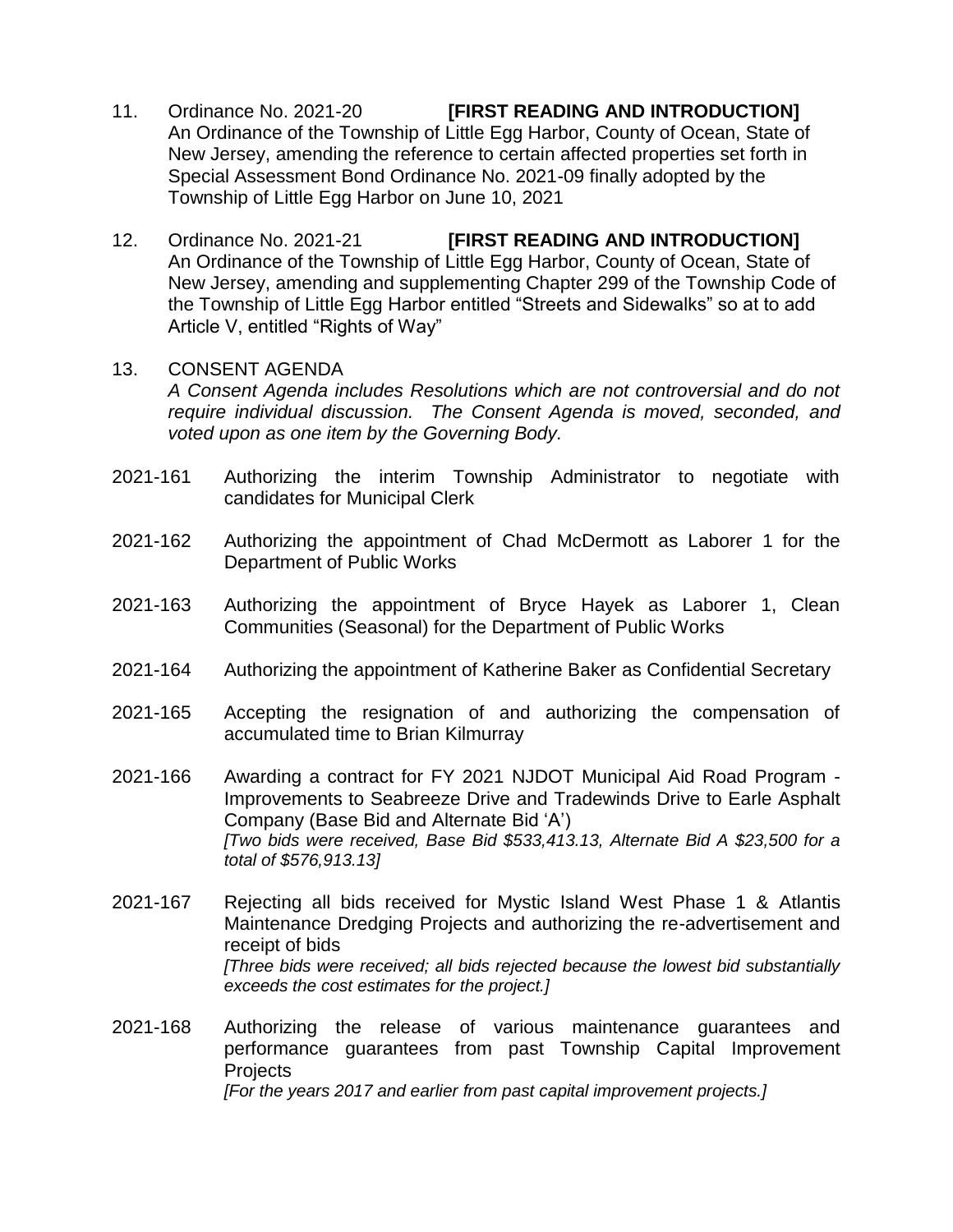11. Ordinance No. 2021-20 **[FIRST READING AND INTRODUCTION]**
    An Ordinance of the Township of Little Egg Harbor, County of Ocean, State of New Jersey, amending the reference to certain affected properties set forth in Special Assessment Bond Ordinance No. 2021-09 finally adopted by the Township of Little Egg Harbor on June 10, 2021

12. Ordinance No. 2021-21 **[FIRST READING AND INTRODUCTION]**
    An Ordinance of the Township of Little Egg Harbor, County of Ocean, State of New Jersey, amending and supplementing Chapter 299 of the Township Code of the Township of Little Egg Harbor entitled "Streets and Sidewalks" so at to add Article V, entitled "Rights of Way"

13. CONSENT AGENDA
    *A Consent Agenda includes Resolutions which are not controversial and do not require individual discussion. The Consent Agenda is moved, seconded, and voted upon as one item by the Governing Body.*

2021-161 Authorizing the interim Township Administrator to negotiate with candidates for Municipal Clerk

2021-162 Authorizing the appointment of Chad McDermott as Laborer 1 for the Department of Public Works

2021-163 Authorizing the appointment of Bryce Hayek as Laborer 1, Clean Communities (Seasonal) for the Department of Public Works

2021-164 Authorizing the appointment of Katherine Baker as Confidential Secretary

2021-165 Accepting the resignation of and authorizing the compensation of accumulated time to Brian Kilmurray

2021-166 Awarding a contract for FY 2021 NJDOT Municipal Aid Road Program - Improvements to Seabreeze Drive and Tradewinds Drive to Earle Asphalt Company (Base Bid and Alternate Bid 'A')
*[Two bids were received, Base Bid $533,413.13, Alternate Bid A $23,500 for a total of $576,913.13]*

2021-167 Rejecting all bids received for Mystic Island West Phase 1 & Atlantis Maintenance Dredging Projects and authorizing the re-advertisement and receipt of bids
*[Three bids were received; all bids rejected because the lowest bid substantially exceeds the cost estimates for the project.]*

2021-168 Authorizing the release of various maintenance guarantees and performance guarantees from past Township Capital Improvement Projects
*[For the years 2017 and earlier from past capital improvement projects.]*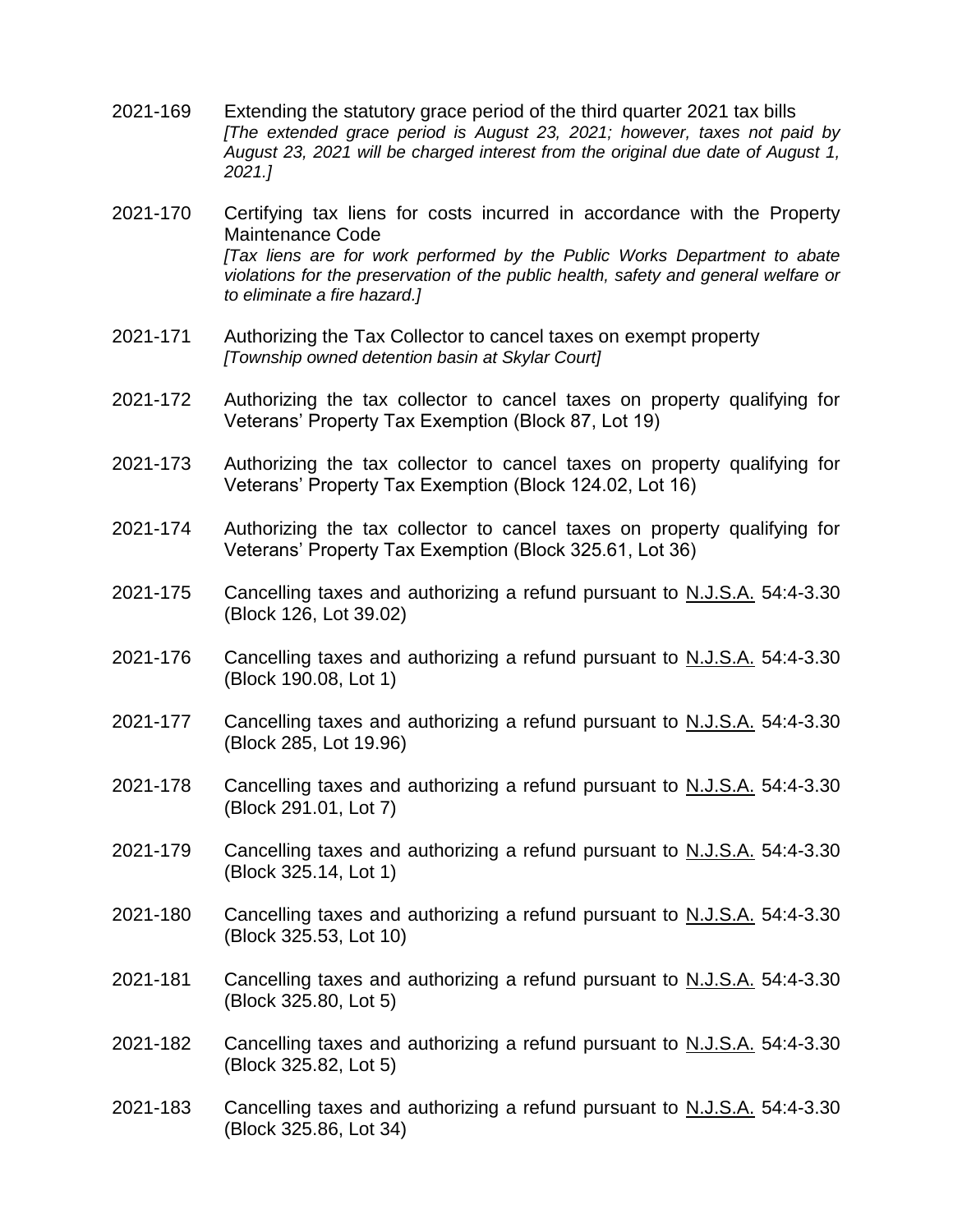2021-169 Extending the statutory grace period of the third quarter 2021 tax bills
*[The extended grace period is August 23, 2021; however, taxes not paid by August 23, 2021 will be charged interest from the original due date of August 1, 2021.]*

2021-170 Certifying tax liens for costs incurred in accordance with the Property Maintenance Code
*[Tax liens are for work performed by the Public Works Department to abate violations for the preservation of the public health, safety and general welfare or to eliminate a fire hazard.]*

2021-171 Authorizing the Tax Collector to cancel taxes on exempt property
*[Township owned detention basin at Skylar Court]*

2021-172 Authorizing the tax collector to cancel taxes on property qualifying for Veterans' Property Tax Exemption (Block 87, Lot 19)

2021-173 Authorizing the tax collector to cancel taxes on property qualifying for Veterans' Property Tax Exemption (Block 124.02, Lot 16)

2021-174 Authorizing the tax collector to cancel taxes on property qualifying for Veterans' Property Tax Exemption (Block 325.61, Lot 36)

2021-175 Cancelling taxes and authorizing a refund pursuant to N.J.S.A. 54:4-3.30 (Block 126, Lot 39.02)

2021-176 Cancelling taxes and authorizing a refund pursuant to N.J.S.A. 54:4-3.30 (Block 190.08, Lot 1)

2021-177 Cancelling taxes and authorizing a refund pursuant to N.J.S.A. 54:4-3.30 (Block 285, Lot 19.96)

2021-178 Cancelling taxes and authorizing a refund pursuant to N.J.S.A. 54:4-3.30 (Block 291.01, Lot 7)

2021-179 Cancelling taxes and authorizing a refund pursuant to N.J.S.A. 54:4-3.30 (Block 325.14, Lot 1)

2021-180 Cancelling taxes and authorizing a refund pursuant to N.J.S.A. 54:4-3.30 (Block 325.53, Lot 10)

2021-181 Cancelling taxes and authorizing a refund pursuant to N.J.S.A. 54:4-3.30 (Block 325.80, Lot 5)

2021-182 Cancelling taxes and authorizing a refund pursuant to N.J.S.A. 54:4-3.30 (Block 325.82, Lot 5)

2021-183 Cancelling taxes and authorizing a refund pursuant to N.J.S.A. 54:4-3.30 (Block 325.86, Lot 34)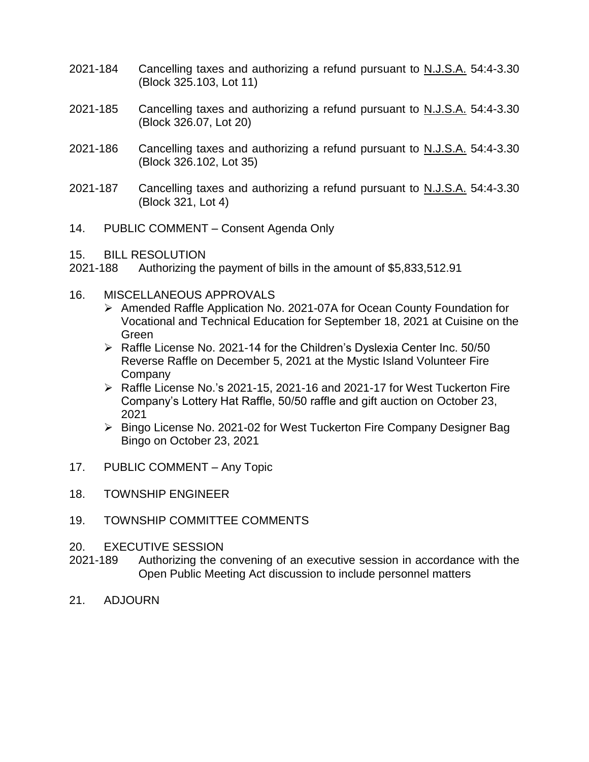2021-184 Cancelling taxes and authorizing a refund pursuant to N.J.S.A. 54:4-3.30 (Block 325.103, Lot 11)

2021-185 Cancelling taxes and authorizing a refund pursuant to N.J.S.A. 54:4-3.30 (Block 326.07, Lot 20)

2021-186 Cancelling taxes and authorizing a refund pursuant to N.J.S.A. 54:4-3.30 (Block 326.102, Lot 35)

2021-187 Cancelling taxes and authorizing a refund pursuant to N.J.S.A. 54:4-3.30 (Block 321, Lot 4)

14. PUBLIC COMMENT – Consent Agenda Only

15. BILL RESOLUTION

2021-188 Authorizing the payment of bills in the amount of $5,833,512.91

16. MISCELLANEOUS APPROVALS

- Amended Raffle Application No. 2021-07A for Ocean County Foundation for Vocational and Technical Education for September 18, 2021 at Cuisine on the Green
- Raffle License No. 2021-14 for the Children's Dyslexia Center Inc. 50/50 Reverse Raffle on December 5, 2021 at the Mystic Island Volunteer Fire Company
- Raffle License No.'s 2021-15, 2021-16 and 2021-17 for West Tuckerton Fire Company's Lottery Hat Raffle, 50/50 raffle and gift auction on October 23, 2021
- Bingo License No. 2021-02 for West Tuckerton Fire Company Designer Bag Bingo on October 23, 2021

17. PUBLIC COMMENT – Any Topic

18. TOWNSHIP ENGINEER

19. TOWNSHIP COMMITTEE COMMENTS

20. EXECUTIVE SESSION

2021-189 Authorizing the convening of an executive session in accordance with the Open Public Meeting Act discussion to include personnel matters

21. ADJOURN